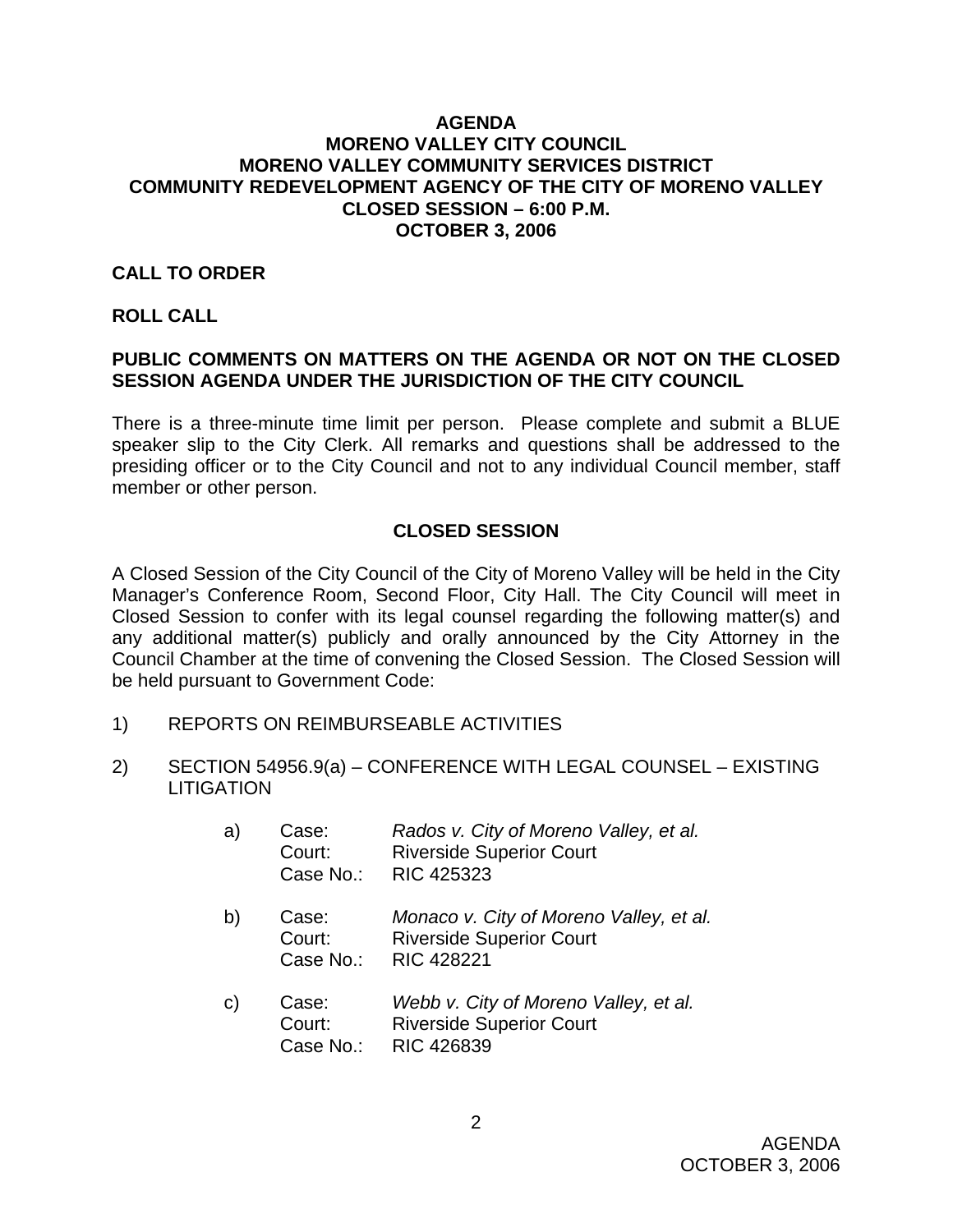# AGENDA
# MORENO VALLEY CITY COUNCIL
# MORENO VALLEY COMMUNITY SERVICES DISTRICT
# COMMUNITY REDEVELOPMENT AGENCY OF THE CITY OF MORENO VALLEY
# CLOSED SESSION – 6:00 P.M.
# OCTOBER 3, 2006

**CALL TO ORDER**

**ROLL CALL**

**PUBLIC COMMENTS ON MATTERS ON THE AGENDA OR NOT ON THE CLOSED SESSION AGENDA UNDER THE JURISDICTION OF THE CITY COUNCIL**

There is a three-minute time limit per person. Please complete and submit a BLUE speaker slip to the City Clerk. All remarks and questions shall be addressed to the presiding officer or to the City Council and not to any individual Council member, staff member or other person.

## CLOSED SESSION

A Closed Session of the City Council of the City of Moreno Valley will be held in the City Manager's Conference Room, Second Floor, City Hall. The City Council will meet in Closed Session to confer with its legal counsel regarding the following matter(s) and any additional matter(s) publicly and orally announced by the City Attorney in the Council Chamber at the time of convening the Closed Session. The Closed Session will be held pursuant to Government Code:

1) REPORTS ON REIMBURSEABLE ACTIVITIES

2) SECTION 54956.9(a) – CONFERENCE WITH LEGAL COUNSEL – EXISTING LITIGATION

   a) Case: *Rados v. City of Moreno Valley, et al.*
      Court: Riverside Superior Court
      Case No.: RIC 425323

   b) Case: *Monaco v. City of Moreno Valley, et al.*
      Court: Riverside Superior Court
      Case No.: RIC 428221

   c) Case: *Webb v. City of Moreno Valley, et al.*
      Court: Riverside Superior Court
      Case No.: RIC 426839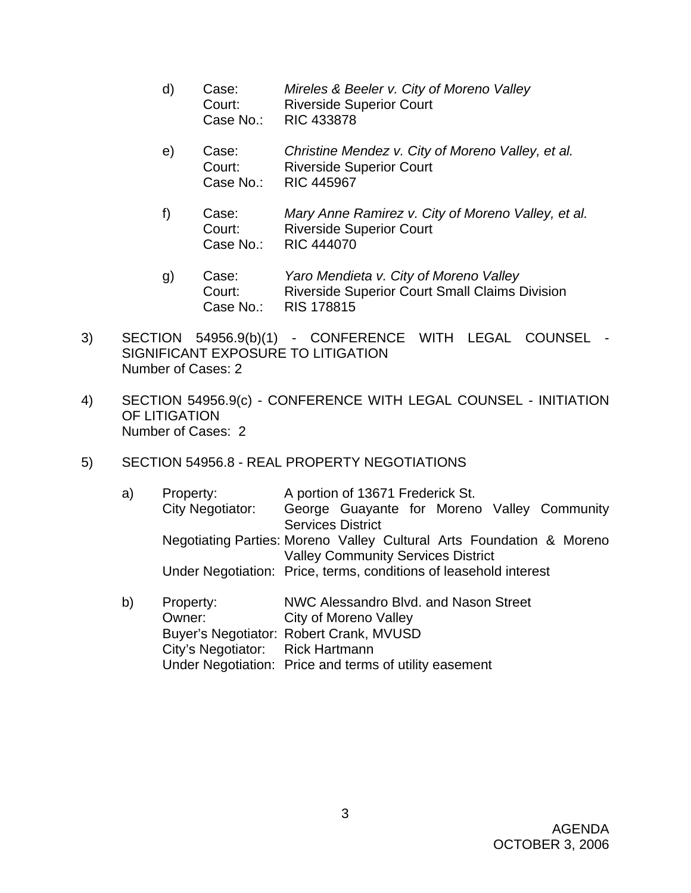d) Case: *Mireles & Beeler v. City of Moreno Valley*
   Court: Riverside Superior Court
   Case No.: RIC 433878

e) Case: *Christine Mendez v. City of Moreno Valley, et al.*
   Court: Riverside Superior Court
   Case No.: RIC 445967

f) Case: *Mary Anne Ramirez v. City of Moreno Valley, et al.*
   Court: Riverside Superior Court
   Case No.: RIC 444070

g) Case: *Yaro Mendieta v. City of Moreno Valley*
   Court: Riverside Superior Court Small Claims Division
   Case No.: RIS 178815

3) SECTION 54956.9(b)(1) - CONFERENCE WITH LEGAL COUNSEL - SIGNIFICANT EXPOSURE TO LITIGATION
   Number of Cases: 2

4) SECTION 54956.9(c) - CONFERENCE WITH LEGAL COUNSEL - INITIATION OF LITIGATION
   Number of Cases: 2

5) SECTION 54956.8 - REAL PROPERTY NEGOTIATIONS

   a) Property: A portion of 13671 Frederick St.
      City Negotiator: George Guayante for Moreno Valley Community Services District
      Negotiating Parties: Moreno Valley Cultural Arts Foundation & Moreno Valley Community Services District
      Under Negotiation: Price, terms, conditions of leasehold interest

   b) Property: NWC Alessandro Blvd. and Nason Street
      Owner: City of Moreno Valley
      Buyer's Negotiator: Robert Crank, MVUSD
      City's Negotiator: Rick Hartmann
      Under Negotiation: Price and terms of utility easement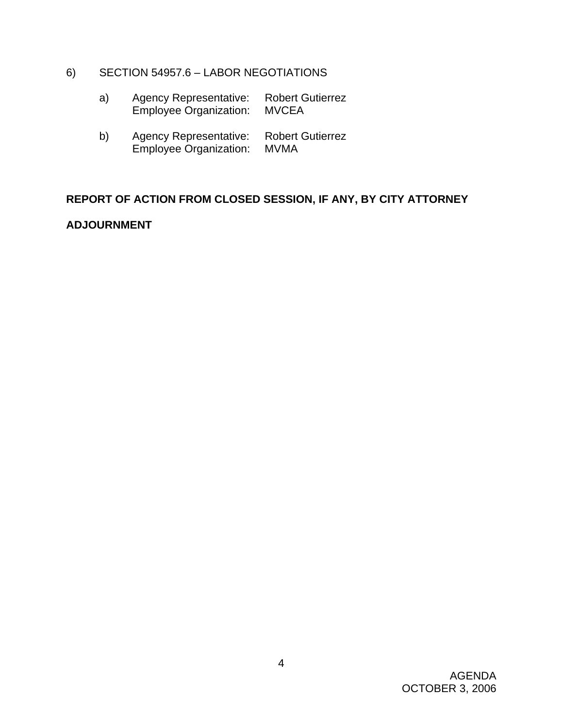6) SECTION 54957.6 – LABOR NEGOTIATIONS

a) Agency Representative: Robert Gutierrez
   Employee Organization: MVCEA

b) Agency Representative: Robert Gutierrez
   Employee Organization: MVMA

**REPORT OF ACTION FROM CLOSED SESSION, IF ANY, BY CITY ATTORNEY**

**ADJOURNMENT**